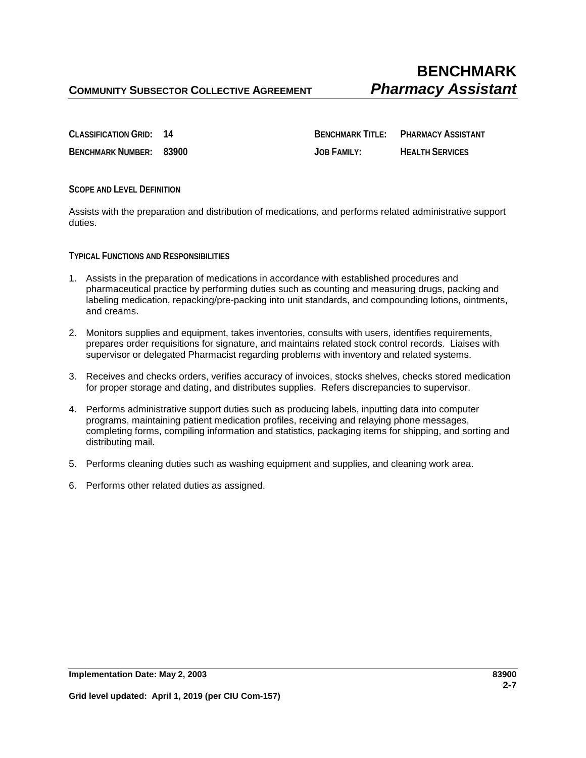# BENCHMARK
## *Pharmacy Assistant*

**COMMUNITY SUBSECTOR COLLECTIVE AGREEMENT**

**CLASSIFICATION GRID:** 14

**BENCHMARK NUMBER:** 83900

**BENCHMARK TITLE:** PHARMACY ASSISTANT

**JOB FAMILY:** HEALTH SERVICES

### SCOPE AND LEVEL DEFINITION

Assists with the preparation and distribution of medications, and performs related administrative support duties.

### TYPICAL FUNCTIONS AND RESPONSIBILITIES

1. Assists in the preparation of medications in accordance with established procedures and pharmaceutical practice by performing duties such as counting and measuring drugs, packing and labeling medication, repacking/pre-packing into unit standards, and compounding lotions, ointments, and creams.
2. Monitors supplies and equipment, takes inventories, consults with users, identifies requirements, prepares order requisitions for signature, and maintains related stock control records. Liaises with supervisor or delegated Pharmacist regarding problems with inventory and related systems.
3. Receives and checks orders, verifies accuracy of invoices, stocks shelves, checks stored medication for proper storage and dating, and distributes supplies. Refers discrepancies to supervisor.
4. Performs administrative support duties such as producing labels, inputting data into computer programs, maintaining patient medication profiles, receiving and relaying phone messages, completing forms, compiling information and statistics, packaging items for shipping, and sorting and distributing mail.
5. Performs cleaning duties such as washing equipment and supplies, and cleaning work area.
6. Performs other related duties as assigned.

**Implementation Date: May 2, 2003**

**Grid level updated: April 1, 2019 (per CIU Com-157)**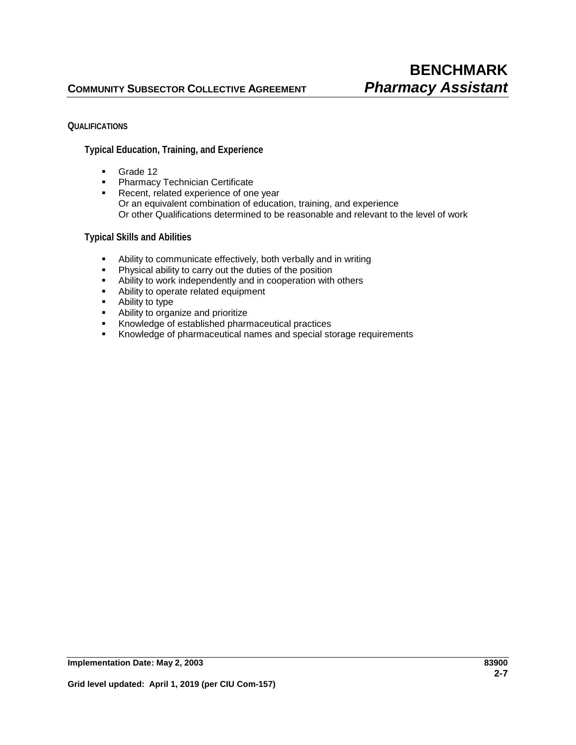## QUALIFICATIONS

### Typical Education, Training, and Experience

- Grade 12
- Pharmacy Technician Certificate
- Recent, related experience of one year
  Or an equivalent combination of education, training, and experience
  Or other Qualifications determined to be reasonable and relevant to the level of work

### Typical Skills and Abilities

- Ability to communicate effectively, both verbally and in writing
- Physical ability to carry out the duties of the position
- Ability to work independently and in cooperation with others
- Ability to operate related equipment
- Ability to type
- Ability to organize and prioritize
- Knowledge of established pharmaceutical practices
- Knowledge of pharmaceutical names and special storage requirements

**Implementation Date: May 2, 2003** **83900**

**Grid level updated: April 1, 2019 (per CIU Com-157)**